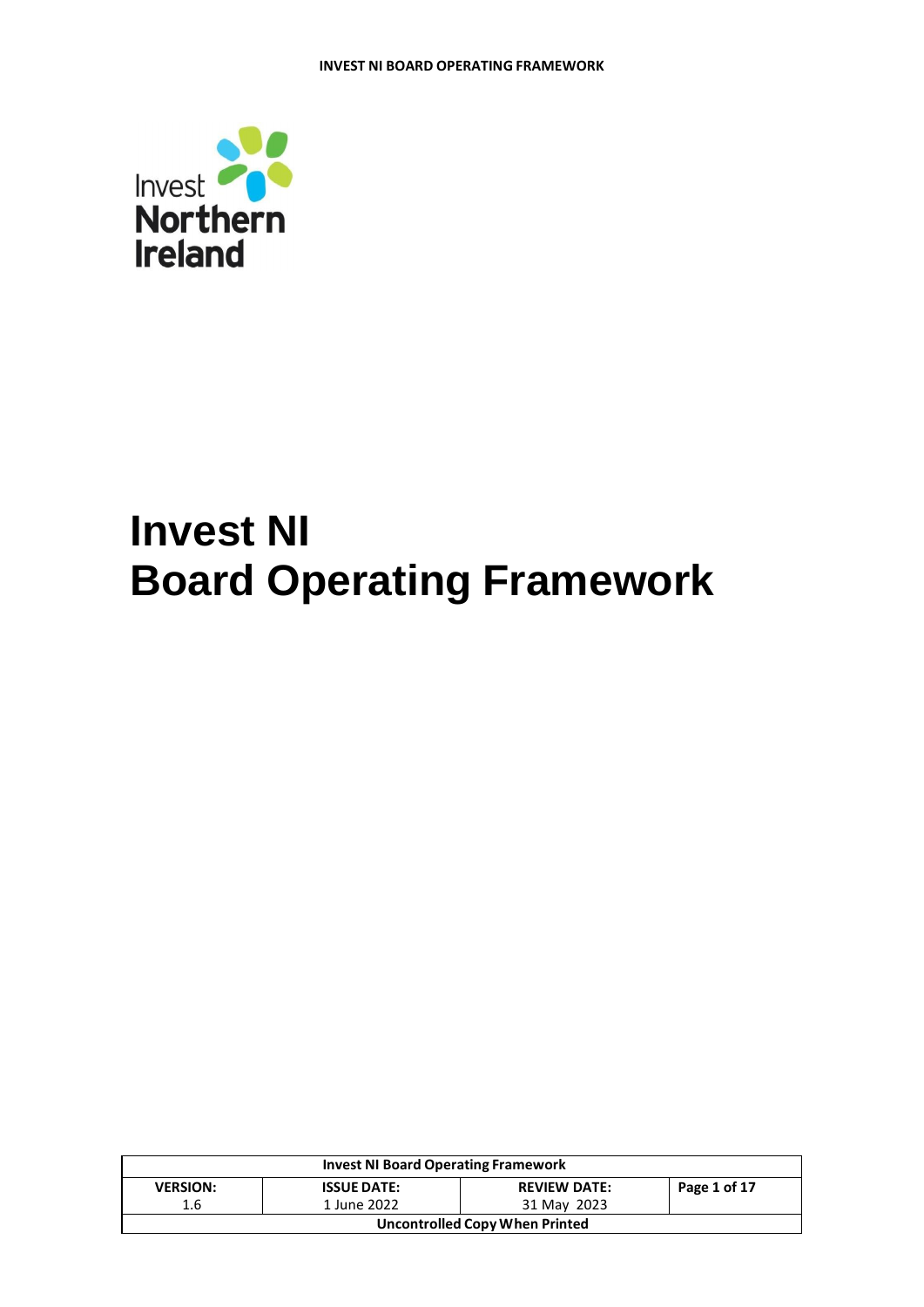# Invest NI
# Board Operating Framework

| Invest NI Board Operating Framework | | | |
|---|---|---|---|
| **VERSION:** 1.6 | **ISSUE DATE:** 1 June 2022 | **REVIEW DATE:** 31 May 2023 | **Page 1 of 17** |
| **Uncontrolled Copy When Printed** | | | |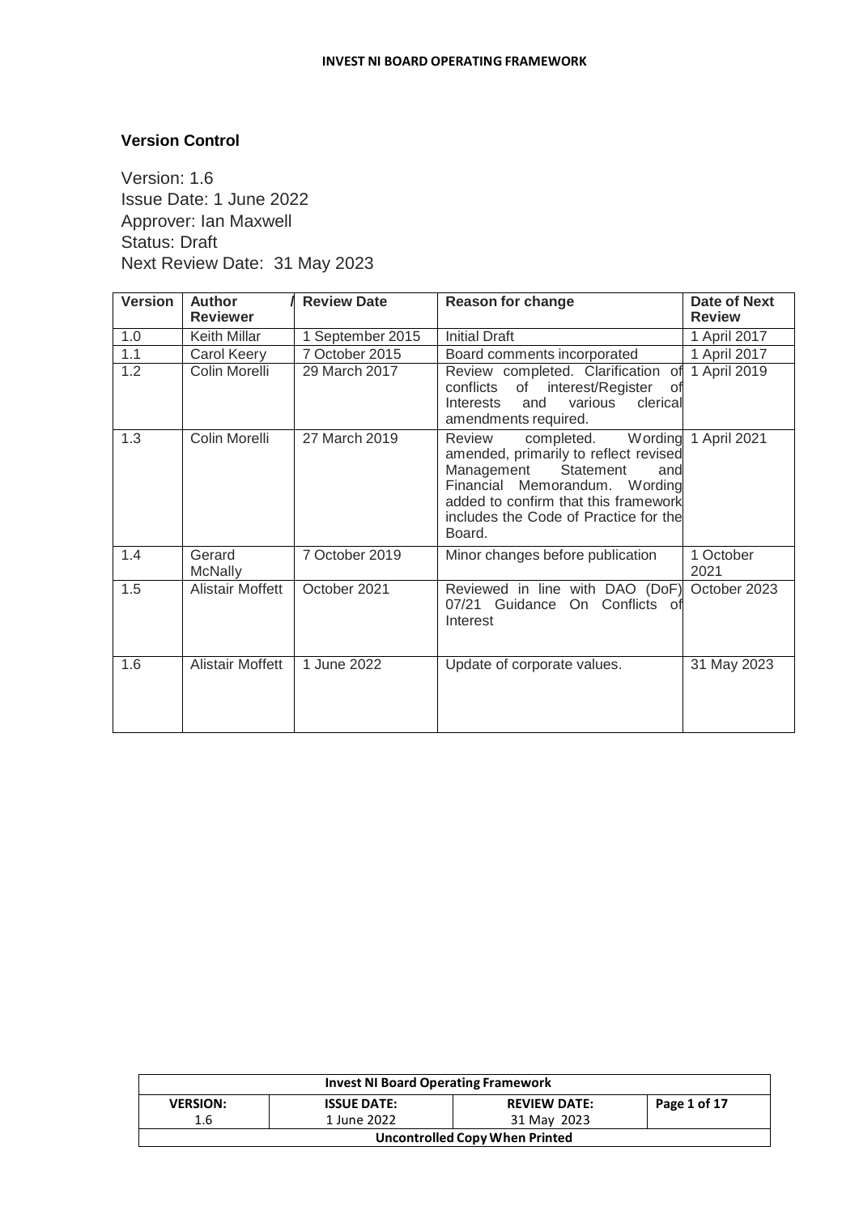**Version Control**

Version: 1.6
Issue Date: 1 June 2022
Approver: Ian Maxwell
Status: Draft
Next Review Date: 31 May 2023

| Version | Author / Reviewer | Review Date | Reason for change | Date of Next Review |
|---|---|---|---|---|
| 1.0 | Keith Millar | 1 September 2015 | Initial Draft | 1 April 2017 |
| 1.1 | Carol Keery | 7 October 2015 | Board comments incorporated | 1 April 2017 |
| 1.2 | Colin Morelli | 29 March 2017 | Review completed. Clarification of conflicts of interest/Register of Interests and various clerical amendments required. | 1 April 2019 |
| 1.3 | Colin Morelli | 27 March 2019 | Review completed. Wording amended, primarily to reflect revised Management Statement and Financial Memorandum. Wording added to confirm that this framework includes the Code of Practice for the Board. | 1 April 2021 |
| 1.4 | Gerard McNally | 7 October 2019 | Minor changes before publication | 1 October 2021 |
| 1.5 | Alistair Moffett | October 2021 | Reviewed in line with DAO (DoF) 07/21 Guidance On Conflicts of Interest | October 2023 |
| 1.6 | Alistair Moffett | 1 June 2022 | Update of corporate values. | 31 May 2023 |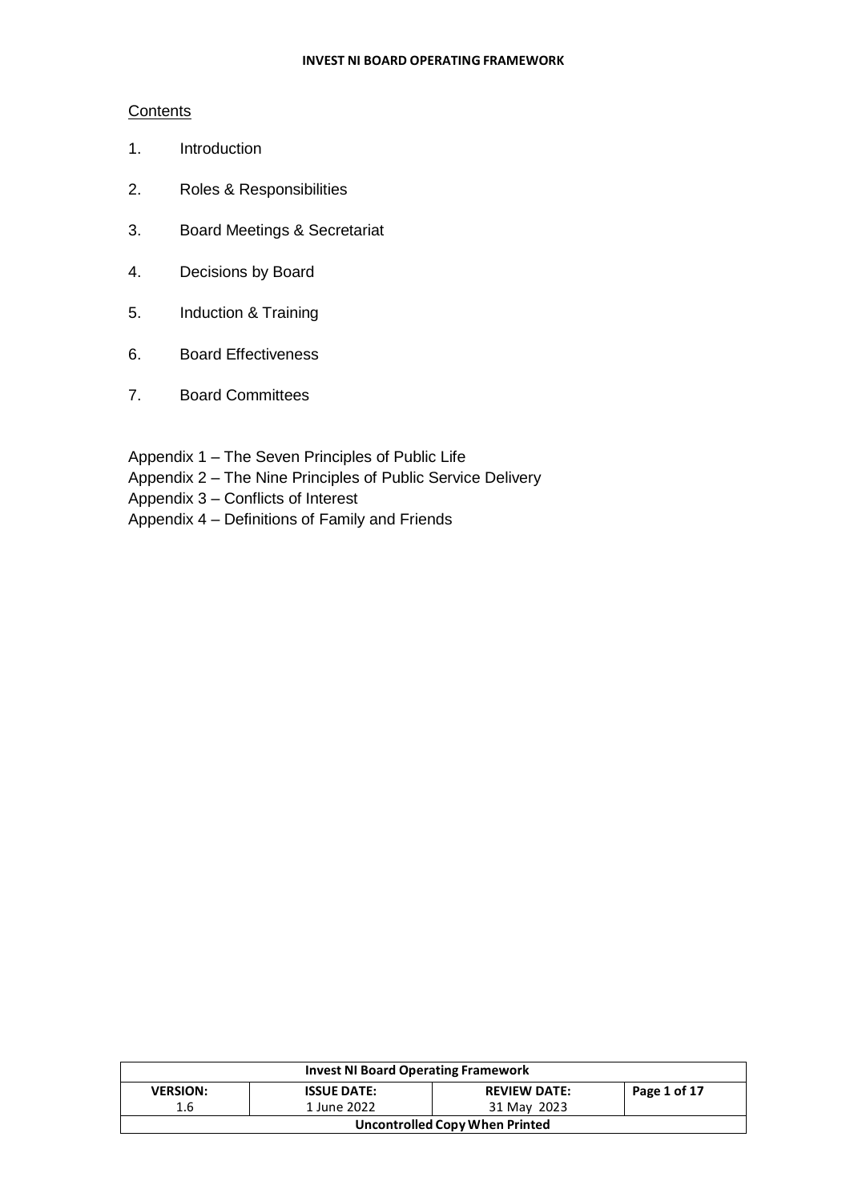Contents

1. Introduction
2. Roles & Responsibilities
3. Board Meetings & Secretariat
4. Decisions by Board
5. Induction & Training
6. Board Effectiveness
7. Board Committees

Appendix 1 – The Seven Principles of Public Life
Appendix 2 – The Nine Principles of Public Service Delivery
Appendix 3 – Conflicts of Interest
Appendix 4 – Definitions of Family and Friends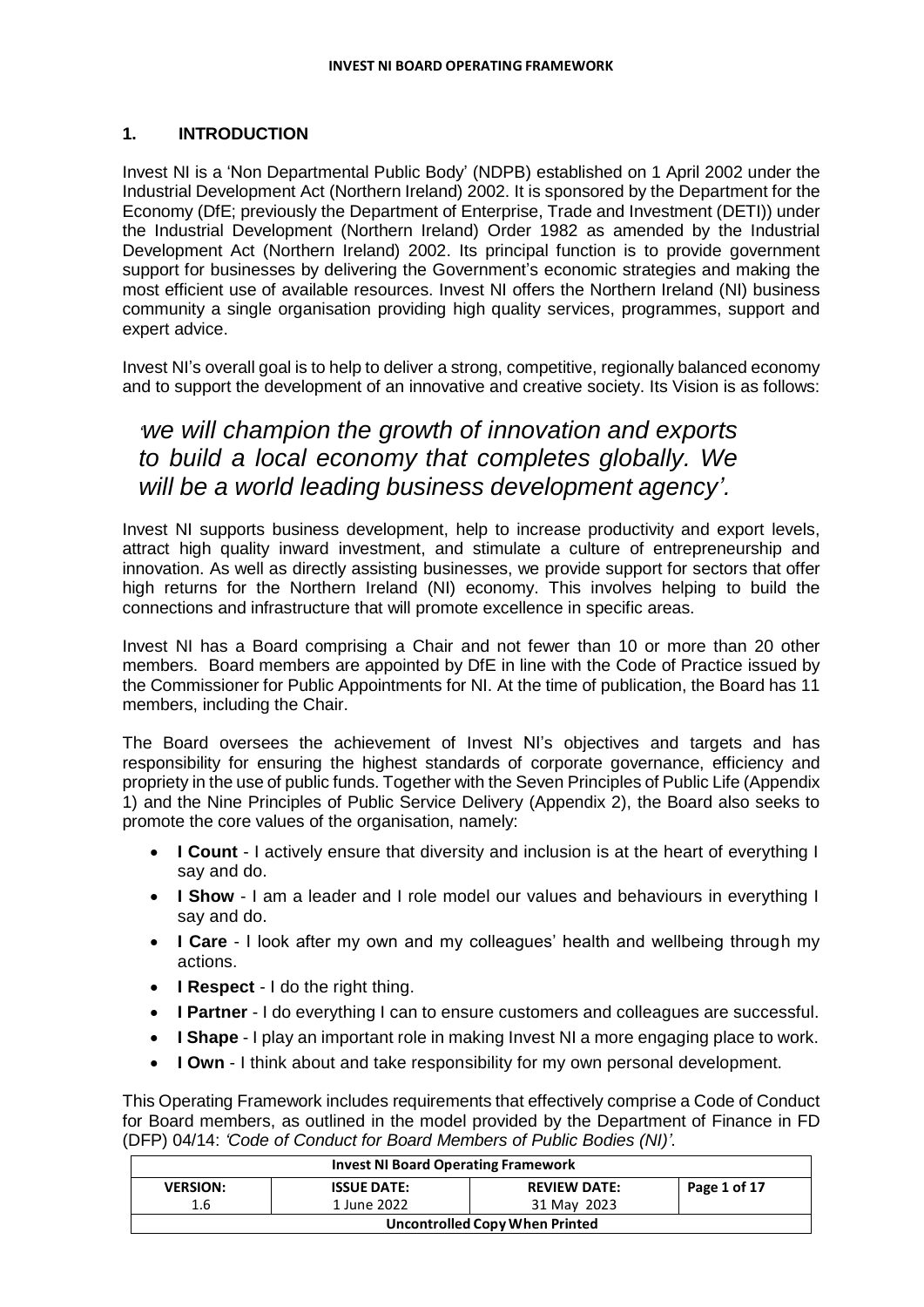## 1. INTRODUCTION

Invest NI is a 'Non Departmental Public Body' (NDPB) established on 1 April 2002 under the Industrial Development Act (Northern Ireland) 2002. It is sponsored by the Department for the Economy (DfE; previously the Department of Enterprise, Trade and Investment (DETI)) under the Industrial Development (Northern Ireland) Order 1982 as amended by the Industrial Development Act (Northern Ireland) 2002. Its principal function is to provide government support for businesses by delivering the Government's economic strategies and making the most efficient use of available resources. Invest NI offers the Northern Ireland (NI) business community a single organisation providing high quality services, programmes, support and expert advice.

Invest NI's overall goal is to help to deliver a strong, competitive, regionally balanced economy and to support the development of an innovative and creative society. Its Vision is as follows:

*'we will champion the growth of innovation and exports to build a local economy that completes globally. We will be a world leading business development agency'.*

Invest NI supports business development, help to increase productivity and export levels, attract high quality inward investment, and stimulate a culture of entrepreneurship and innovation. As well as directly assisting businesses, we provide support for sectors that offer high returns for the Northern Ireland (NI) economy. This involves helping to build the connections and infrastructure that will promote excellence in specific areas.

Invest NI has a Board comprising a Chair and not fewer than 10 or more than 20 other members. Board members are appointed by DfE in line with the Code of Practice issued by the Commissioner for Public Appointments for NI. At the time of publication, the Board has 11 members, including the Chair.

The Board oversees the achievement of Invest NI's objectives and targets and has responsibility for ensuring the highest standards of corporate governance, efficiency and propriety in the use of public funds. Together with the Seven Principles of Public Life (Appendix 1) and the Nine Principles of Public Service Delivery (Appendix 2), the Board also seeks to promote the core values of the organisation, namely:

- **I Count** - I actively ensure that diversity and inclusion is at the heart of everything I say and do.
- **I Show** - I am a leader and I role model our values and behaviours in everything I say and do.
- **I Care** - I look after my own and my colleagues' health and wellbeing through my actions.
- **I Respect** - I do the right thing.
- **I Partner** - I do everything I can to ensure customers and colleagues are successful.
- **I Shape** - I play an important role in making Invest NI a more engaging place to work.
- **I Own** - I think about and take responsibility for my own personal development.

This Operating Framework includes requirements that effectively comprise a Code of Conduct for Board members, as outlined in the model provided by the Department of Finance in FD (DFP) 04/14: *'Code of Conduct for Board Members of Public Bodies (NI)'*.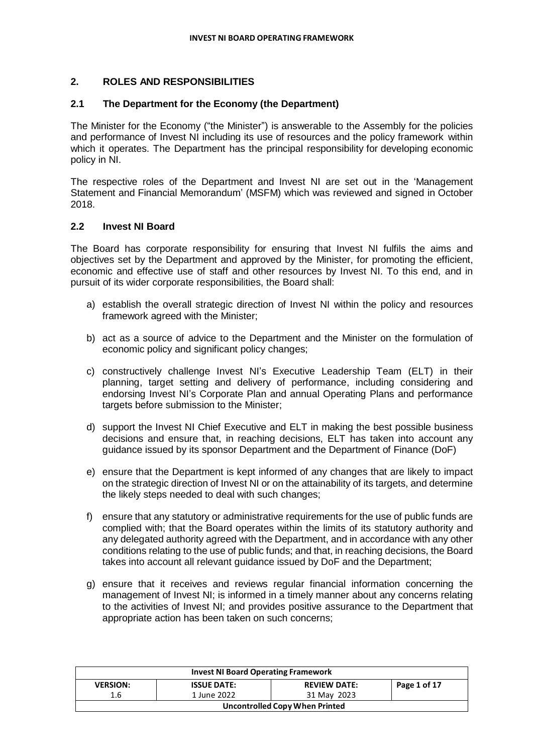## 2. ROLES AND RESPONSIBILITIES

### 2.1 The Department for the Economy (the Department)

The Minister for the Economy ("the Minister") is answerable to the Assembly for the policies and performance of Invest NI including its use of resources and the policy framework within which it operates. The Department has the principal responsibility for developing economic policy in NI.

The respective roles of the Department and Invest NI are set out in the 'Management Statement and Financial Memorandum' (MSFM) which was reviewed and signed in October 2018.

### 2.2 Invest NI Board

The Board has corporate responsibility for ensuring that Invest NI fulfils the aims and objectives set by the Department and approved by the Minister, for promoting the efficient, economic and effective use of staff and other resources by Invest NI. To this end, and in pursuit of its wider corporate responsibilities, the Board shall:

a) establish the overall strategic direction of Invest NI within the policy and resources framework agreed with the Minister;

b) act as a source of advice to the Department and the Minister on the formulation of economic policy and significant policy changes;

c) constructively challenge Invest NI's Executive Leadership Team (ELT) in their planning, target setting and delivery of performance, including considering and endorsing Invest NI's Corporate Plan and annual Operating Plans and performance targets before submission to the Minister;

d) support the Invest NI Chief Executive and ELT in making the best possible business decisions and ensure that, in reaching decisions, ELT has taken into account any guidance issued by its sponsor Department and the Department of Finance (DoF)

e) ensure that the Department is kept informed of any changes that are likely to impact on the strategic direction of Invest NI or on the attainability of its targets, and determine the likely steps needed to deal with such changes;

f) ensure that any statutory or administrative requirements for the use of public funds are complied with; that the Board operates within the limits of its statutory authority and any delegated authority agreed with the Department, and in accordance with any other conditions relating to the use of public funds; and that, in reaching decisions, the Board takes into account all relevant guidance issued by DoF and the Department;

g) ensure that it receives and reviews regular financial information concerning the management of Invest NI; is informed in a timely manner about any concerns relating to the activities of Invest NI; and provides positive assurance to the Department that appropriate action has been taken on such concerns;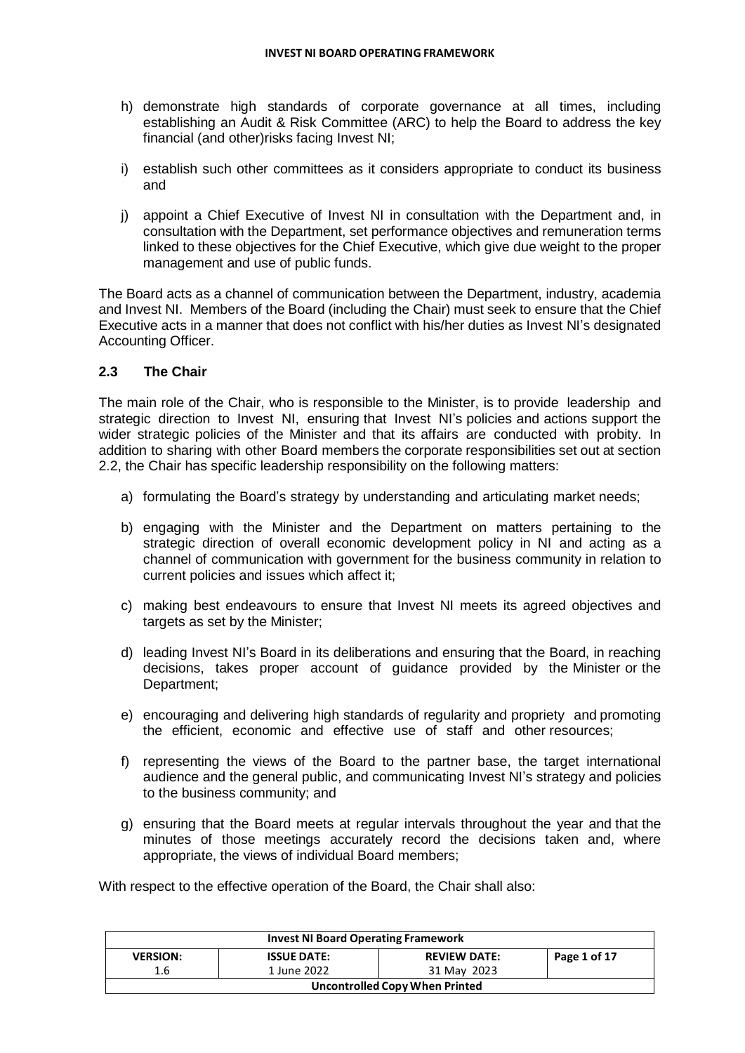h) demonstrate high standards of corporate governance at all times, including establishing an Audit & Risk Committee (ARC) to help the Board to address the key financial (and other)risks facing Invest NI;

i) establish such other committees as it considers appropriate to conduct its business and

j) appoint a Chief Executive of Invest NI in consultation with the Department and, in consultation with the Department, set performance objectives and remuneration terms linked to these objectives for the Chief Executive, which give due weight to the proper management and use of public funds.

The Board acts as a channel of communication between the Department, industry, academia and Invest NI. Members of the Board (including the Chair) must seek to ensure that the Chief Executive acts in a manner that does not conflict with his/her duties as Invest NI's designated Accounting Officer.

### 2.3 The Chair

The main role of the Chair, who is responsible to the Minister, is to provide leadership and strategic direction to Invest NI, ensuring that Invest NI's policies and actions support the wider strategic policies of the Minister and that its affairs are conducted with probity. In addition to sharing with other Board members the corporate responsibilities set out at section 2.2, the Chair has specific leadership responsibility on the following matters:

a) formulating the Board's strategy by understanding and articulating market needs;

b) engaging with the Minister and the Department on matters pertaining to the strategic direction of overall economic development policy in NI and acting as a channel of communication with government for the business community in relation to current policies and issues which affect it;

c) making best endeavours to ensure that Invest NI meets its agreed objectives and targets as set by the Minister;

d) leading Invest NI's Board in its deliberations and ensuring that the Board, in reaching decisions, takes proper account of guidance provided by the Minister or the Department;

e) encouraging and delivering high standards of regularity and propriety and promoting the efficient, economic and effective use of staff and other resources;

f) representing the views of the Board to the partner base, the target international audience and the general public, and communicating Invest NI's strategy and policies to the business community; and

g) ensuring that the Board meets at regular intervals throughout the year and that the minutes of those meetings accurately record the decisions taken and, where appropriate, the views of individual Board members;

With respect to the effective operation of the Board, the Chair shall also: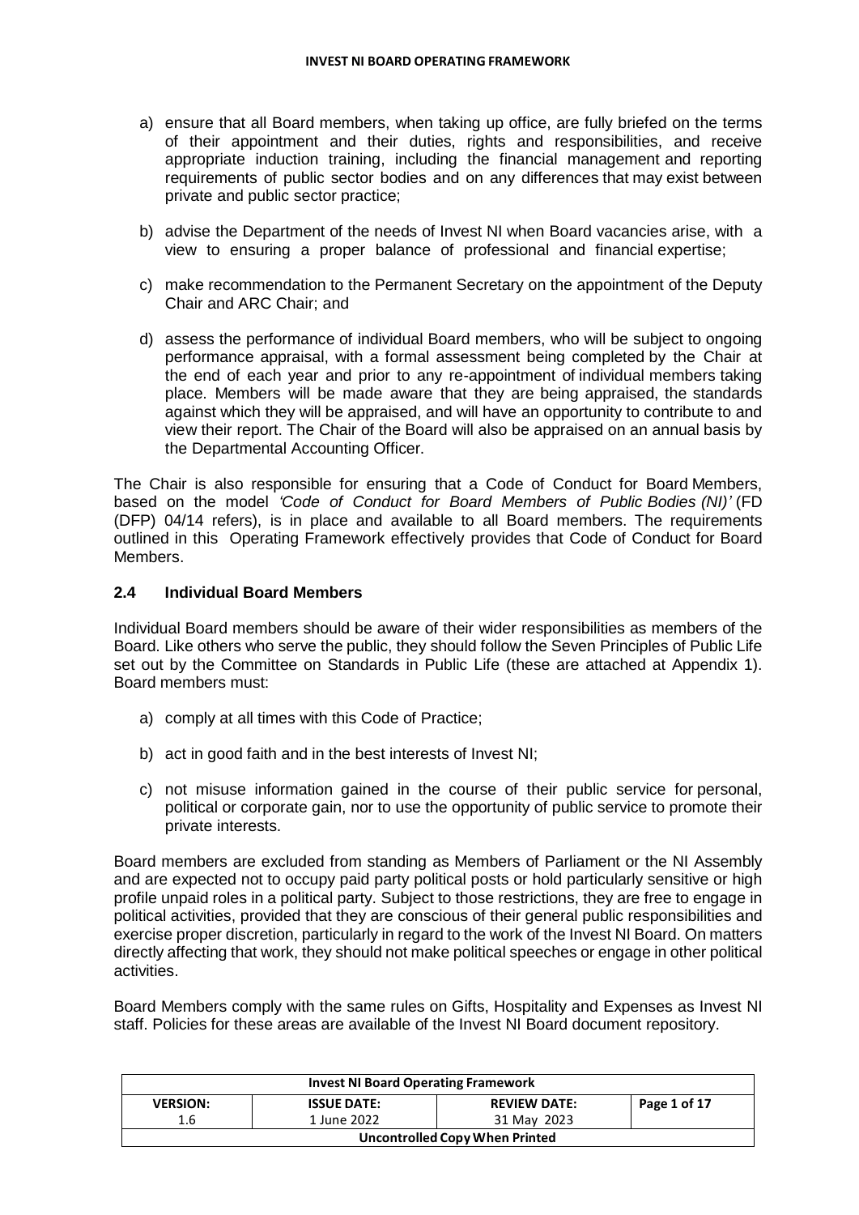a) ensure that all Board members, when taking up office, are fully briefed on the terms of their appointment and their duties, rights and responsibilities, and receive appropriate induction training, including the financial management and reporting requirements of public sector bodies and on any differences that may exist between private and public sector practice;

b) advise the Department of the needs of Invest NI when Board vacancies arise, with a view to ensuring a proper balance of professional and financial expertise;

c) make recommendation to the Permanent Secretary on the appointment of the Deputy Chair and ARC Chair; and

d) assess the performance of individual Board members, who will be subject to ongoing performance appraisal, with a formal assessment being completed by the Chair at the end of each year and prior to any re-appointment of individual members taking place. Members will be made aware that they are being appraised, the standards against which they will be appraised, and will have an opportunity to contribute to and view their report. The Chair of the Board will also be appraised on an annual basis by the Departmental Accounting Officer.

The Chair is also responsible for ensuring that a Code of Conduct for Board Members, based on the model *'Code of Conduct for Board Members of Public Bodies (NI)'* (FD (DFP) 04/14 refers), is in place and available to all Board members. The requirements outlined in this Operating Framework effectively provides that Code of Conduct for Board Members.

### 2.4 Individual Board Members

Individual Board members should be aware of their wider responsibilities as members of the Board. Like others who serve the public, they should follow the Seven Principles of Public Life set out by the Committee on Standards in Public Life (these are attached at Appendix 1). Board members must:

a) comply at all times with this Code of Practice;

b) act in good faith and in the best interests of Invest NI;

c) not misuse information gained in the course of their public service for personal, political or corporate gain, nor to use the opportunity of public service to promote their private interests.

Board members are excluded from standing as Members of Parliament or the NI Assembly and are expected not to occupy paid party political posts or hold particularly sensitive or high profile unpaid roles in a political party. Subject to those restrictions, they are free to engage in political activities, provided that they are conscious of their general public responsibilities and exercise proper discretion, particularly in regard to the work of the Invest NI Board. On matters directly affecting that work, they should not make political speeches or engage in other political activities.

Board Members comply with the same rules on Gifts, Hospitality and Expenses as Invest NI staff. Policies for these areas are available of the Invest NI Board document repository.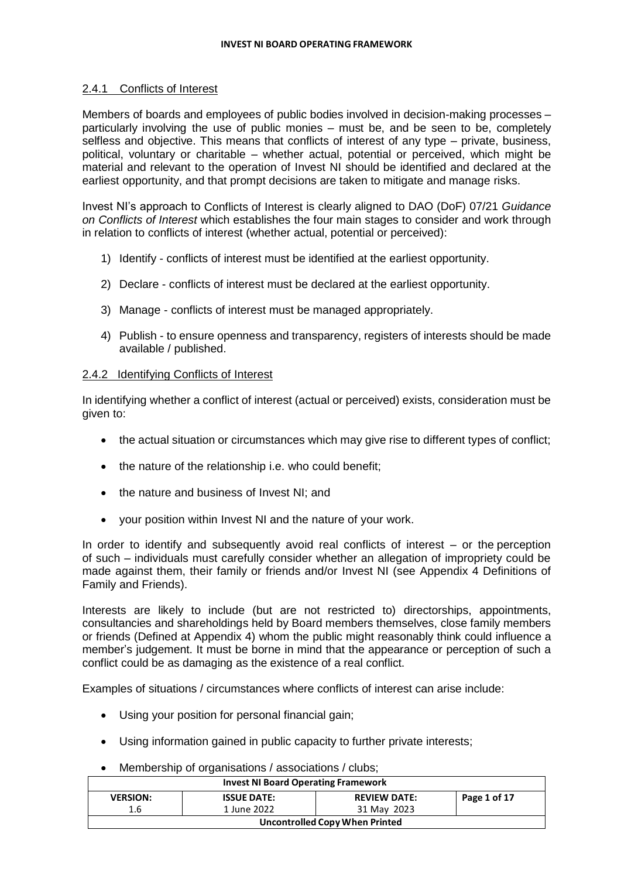### 2.4.1 Conflicts of Interest

Members of boards and employees of public bodies involved in decision-making processes – particularly involving the use of public monies – must be, and be seen to be, completely selfless and objective. This means that conflicts of interest of any type – private, business, political, voluntary or charitable – whether actual, potential or perceived, which might be material and relevant to the operation of Invest NI should be identified and declared at the earliest opportunity, and that prompt decisions are taken to mitigate and manage risks.

Invest NI's approach to Conflicts of Interest is clearly aligned to DAO (DoF) 07/21 *Guidance on Conflicts of Interest* which establishes the four main stages to consider and work through in relation to conflicts of interest (whether actual, potential or perceived):

1) Identify - conflicts of interest must be identified at the earliest opportunity.
2) Declare - conflicts of interest must be declared at the earliest opportunity.
3) Manage - conflicts of interest must be managed appropriately.
4) Publish - to ensure openness and transparency, registers of interests should be made available / published.

### 2.4.2 Identifying Conflicts of Interest

In identifying whether a conflict of interest (actual or perceived) exists, consideration must be given to:

- the actual situation or circumstances which may give rise to different types of conflict;
- the nature of the relationship i.e. who could benefit;
- the nature and business of Invest NI; and
- your position within Invest NI and the nature of your work.

In order to identify and subsequently avoid real conflicts of interest – or the perception of such – individuals must carefully consider whether an allegation of impropriety could be made against them, their family or friends and/or Invest NI (see Appendix 4 Definitions of Family and Friends).

Interests are likely to include (but are not restricted to) directorships, appointments, consultancies and shareholdings held by Board members themselves, close family members or friends (Defined at Appendix 4) whom the public might reasonably think could influence a member's judgement. It must be borne in mind that the appearance or perception of such a conflict could be as damaging as the existence of a real conflict.

Examples of situations / circumstances where conflicts of interest can arise include:

- Using your position for personal financial gain;
- Using information gained in public capacity to further private interests;
- Membership of organisations / associations / clubs;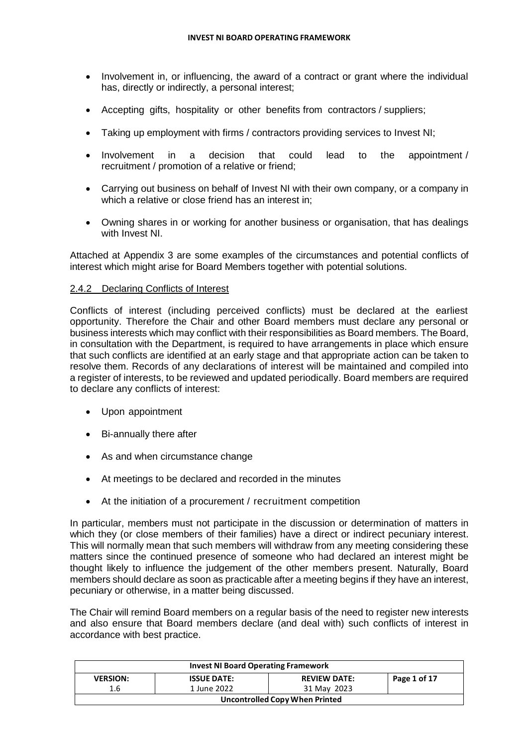- Involvement in, or influencing, the award of a contract or grant where the individual has, directly or indirectly, a personal interest;
- Accepting gifts, hospitality or other benefits from contractors / suppliers;
- Taking up employment with firms / contractors providing services to Invest NI;
- Involvement in a decision that could lead to the appointment / recruitment / promotion of a relative or friend;
- Carrying out business on behalf of Invest NI with their own company, or a company in which a relative or close friend has an interest in;
- Owning shares in or working for another business or organisation, that has dealings with Invest NI.

Attached at Appendix 3 are some examples of the circumstances and potential conflicts of interest which might arise for Board Members together with potential solutions.

### 2.4.2 Declaring Conflicts of Interest

Conflicts of interest (including perceived conflicts) must be declared at the earliest opportunity. Therefore the Chair and other Board members must declare any personal or business interests which may conflict with their responsibilities as Board members. The Board, in consultation with the Department, is required to have arrangements in place which ensure that such conflicts are identified at an early stage and that appropriate action can be taken to resolve them. Records of any declarations of interest will be maintained and compiled into a register of interests, to be reviewed and updated periodically. Board members are required to declare any conflicts of interest:

- Upon appointment
- Bi-annually there after
- As and when circumstance change
- At meetings to be declared and recorded in the minutes
- At the initiation of a procurement / recruitment competition

In particular, members must not participate in the discussion or determination of matters in which they (or close members of their families) have a direct or indirect pecuniary interest. This will normally mean that such members will withdraw from any meeting considering these matters since the continued presence of someone who had declared an interest might be thought likely to influence the judgement of the other members present. Naturally, Board members should declare as soon as practicable after a meeting begins if they have an interest, pecuniary or otherwise, in a matter being discussed.

The Chair will remind Board members on a regular basis of the need to register new interests and also ensure that Board members declare (and deal with) such conflicts of interest in accordance with best practice.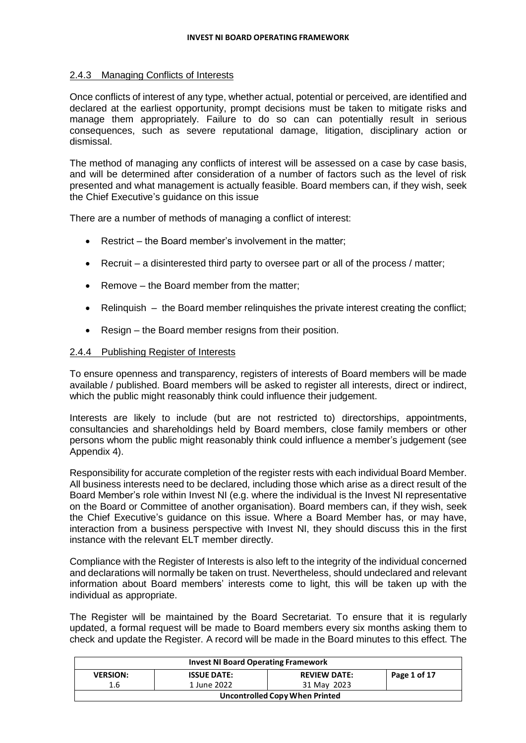### 2.4.3 Managing Conflicts of Interests

Once conflicts of interest of any type, whether actual, potential or perceived, are identified and declared at the earliest opportunity, prompt decisions must be taken to mitigate risks and manage them appropriately. Failure to do so can can potentially result in serious consequences, such as severe reputational damage, litigation, disciplinary action or dismissal.

The method of managing any conflicts of interest will be assessed on a case by case basis, and will be determined after consideration of a number of factors such as the level of risk presented and what management is actually feasible. Board members can, if they wish, seek the Chief Executive's guidance on this issue

There are a number of methods of managing a conflict of interest:

- Restrict – the Board member's involvement in the matter;
- Recruit – a disinterested third party to oversee part or all of the process / matter;
- Remove – the Board member from the matter;
- Relinquish – the Board member relinquishes the private interest creating the conflict;
- Resign – the Board member resigns from their position.

### 2.4.4 Publishing Register of Interests

To ensure openness and transparency, registers of interests of Board members will be made available / published. Board members will be asked to register all interests, direct or indirect, which the public might reasonably think could influence their judgement.

Interests are likely to include (but are not restricted to) directorships, appointments, consultancies and shareholdings held by Board members, close family members or other persons whom the public might reasonably think could influence a member's judgement (see Appendix 4).

Responsibility for accurate completion of the register rests with each individual Board Member. All business interests need to be declared, including those which arise as a direct result of the Board Member's role within Invest NI (e.g. where the individual is the Invest NI representative on the Board or Committee of another organisation). Board members can, if they wish, seek the Chief Executive's guidance on this issue. Where a Board Member has, or may have, interaction from a business perspective with Invest NI, they should discuss this in the first instance with the relevant ELT member directly.

Compliance with the Register of Interests is also left to the integrity of the individual concerned and declarations will normally be taken on trust. Nevertheless, should undeclared and relevant information about Board members' interests come to light, this will be taken up with the individual as appropriate.

The Register will be maintained by the Board Secretariat. To ensure that it is regularly updated, a formal request will be made to Board members every six months asking them to check and update the Register. A record will be made in the Board minutes to this effect. The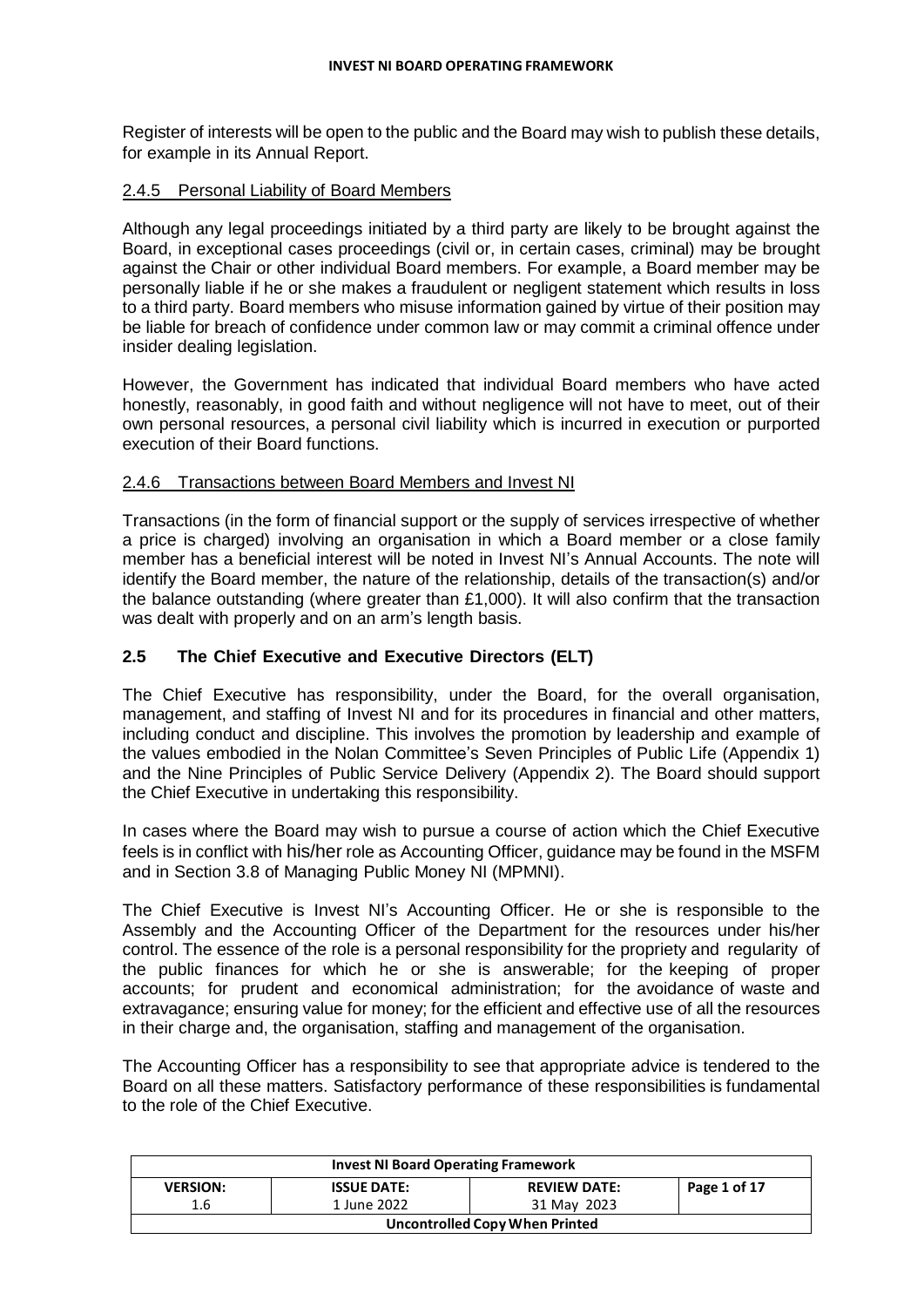Register of interests will be open to the public and the Board may wish to publish these details, for example in its Annual Report.

#### 2.4.5 Personal Liability of Board Members

Although any legal proceedings initiated by a third party are likely to be brought against the Board, in exceptional cases proceedings (civil or, in certain cases, criminal) may be brought against the Chair or other individual Board members. For example, a Board member may be personally liable if he or she makes a fraudulent or negligent statement which results in loss to a third party. Board members who misuse information gained by virtue of their position may be liable for breach of confidence under common law or may commit a criminal offence under insider dealing legislation.

However, the Government has indicated that individual Board members who have acted honestly, reasonably, in good faith and without negligence will not have to meet, out of their own personal resources, a personal civil liability which is incurred in execution or purported execution of their Board functions.

#### 2.4.6 Transactions between Board Members and Invest NI

Transactions (in the form of financial support or the supply of services irrespective of whether a price is charged) involving an organisation in which a Board member or a close family member has a beneficial interest will be noted in Invest NI's Annual Accounts. The note will identify the Board member, the nature of the relationship, details of the transaction(s) and/or the balance outstanding (where greater than £1,000). It will also confirm that the transaction was dealt with properly and on an arm's length basis.

### 2.5 The Chief Executive and Executive Directors (ELT)

The Chief Executive has responsibility, under the Board, for the overall organisation, management, and staffing of Invest NI and for its procedures in financial and other matters, including conduct and discipline. This involves the promotion by leadership and example of the values embodied in the Nolan Committee's Seven Principles of Public Life (Appendix 1) and the Nine Principles of Public Service Delivery (Appendix 2). The Board should support the Chief Executive in undertaking this responsibility.

In cases where the Board may wish to pursue a course of action which the Chief Executive feels is in conflict with his/her role as Accounting Officer, guidance may be found in the MSFM and in Section 3.8 of Managing Public Money NI (MPMNI).

The Chief Executive is Invest NI's Accounting Officer. He or she is responsible to the Assembly and the Accounting Officer of the Department for the resources under his/her control. The essence of the role is a personal responsibility for the propriety and regularity of the public finances for which he or she is answerable; for the keeping of proper accounts; for prudent and economical administration; for the avoidance of waste and extravagance; ensuring value for money; for the efficient and effective use of all the resources in their charge and, the organisation, staffing and management of the organisation.

The Accounting Officer has a responsibility to see that appropriate advice is tendered to the Board on all these matters. Satisfactory performance of these responsibilities is fundamental to the role of the Chief Executive.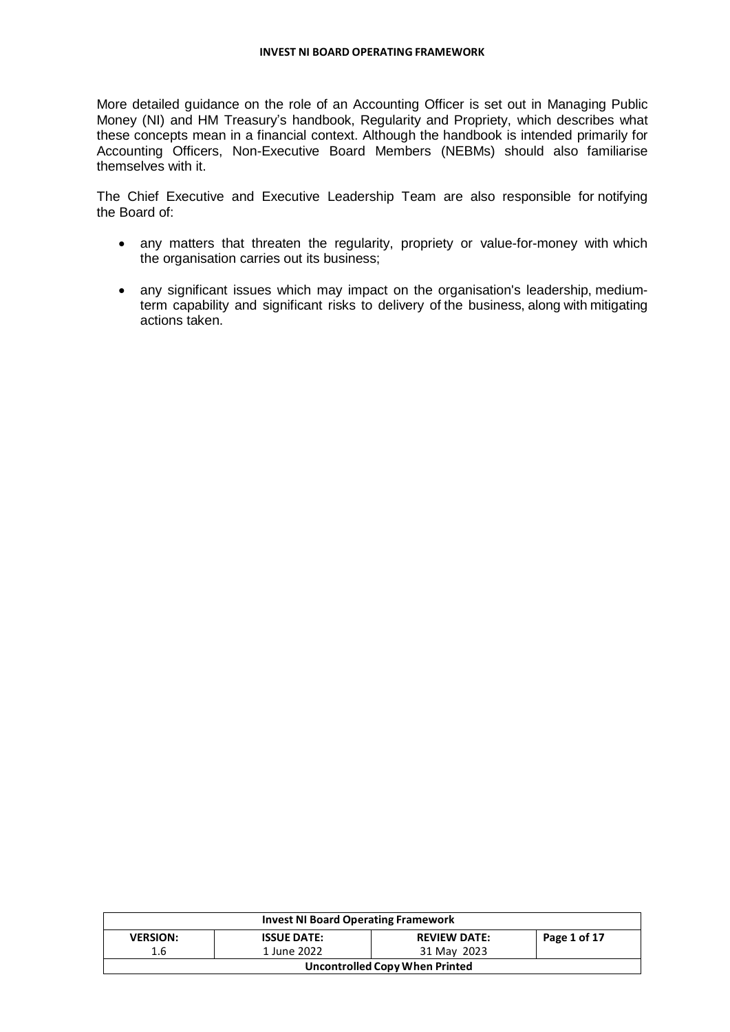More detailed guidance on the role of an Accounting Officer is set out in Managing Public Money (NI) and HM Treasury's handbook, Regularity and Propriety, which describes what these concepts mean in a financial context. Although the handbook is intended primarily for Accounting Officers, Non-Executive Board Members (NEBMs) should also familiarise themselves with it.

The Chief Executive and Executive Leadership Team are also responsible for notifying the Board of:

- any matters that threaten the regularity, propriety or value-for-money with which the organisation carries out its business;
- any significant issues which may impact on the organisation's leadership, medium-term capability and significant risks to delivery of the business, along with mitigating actions taken.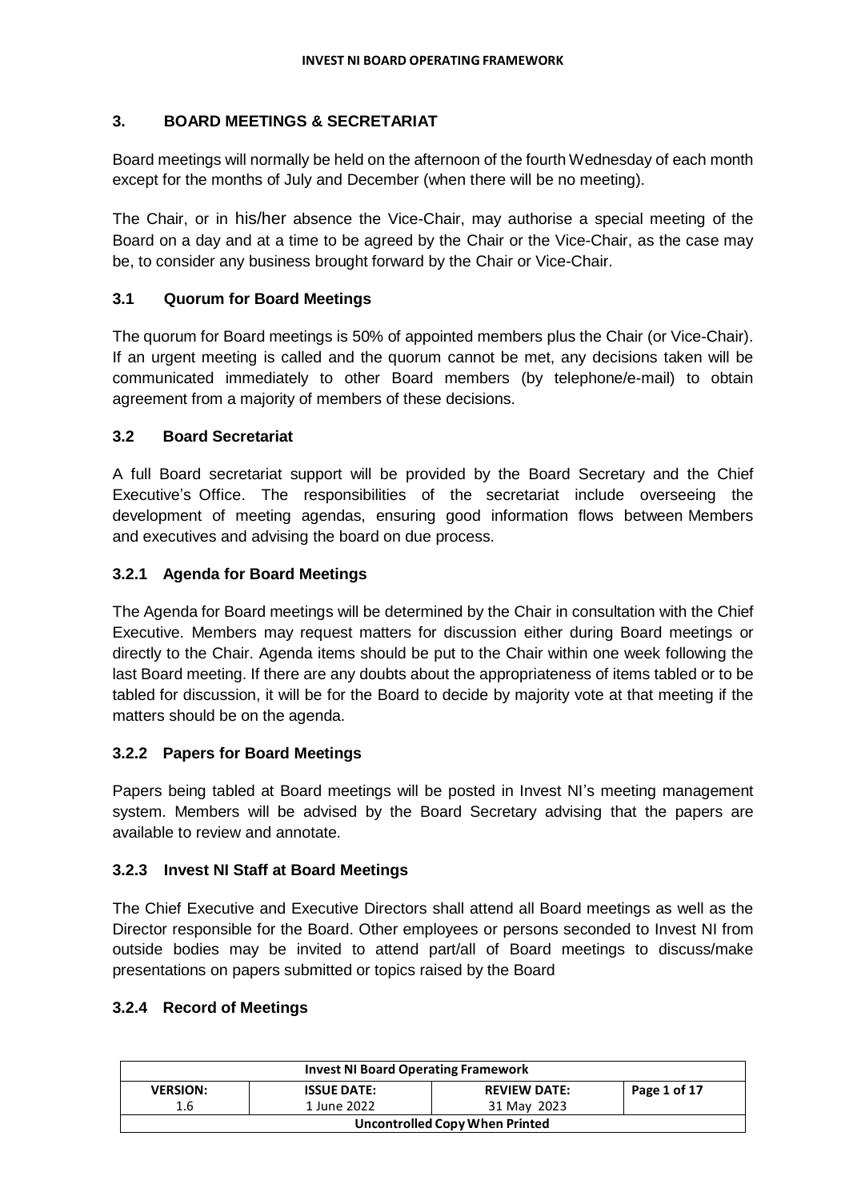## 3. BOARD MEETINGS & SECRETARIAT

Board meetings will normally be held on the afternoon of the fourth Wednesday of each month except for the months of July and December (when there will be no meeting).

The Chair, or in his/her absence the Vice-Chair, may authorise a special meeting of the Board on a day and at a time to be agreed by the Chair or the Vice-Chair, as the case may be, to consider any business brought forward by the Chair or Vice-Chair.

### 3.1 Quorum for Board Meetings

The quorum for Board meetings is 50% of appointed members plus the Chair (or Vice-Chair). If an urgent meeting is called and the quorum cannot be met, any decisions taken will be communicated immediately to other Board members (by telephone/e-mail) to obtain agreement from a majority of members of these decisions.

### 3.2 Board Secretariat

A full Board secretariat support will be provided by the Board Secretary and the Chief Executive's Office. The responsibilities of the secretariat include overseeing the development of meeting agendas, ensuring good information flows between Members and executives and advising the board on due process.

#### 3.2.1 Agenda for Board Meetings

The Agenda for Board meetings will be determined by the Chair in consultation with the Chief Executive. Members may request matters for discussion either during Board meetings or directly to the Chair. Agenda items should be put to the Chair within one week following the last Board meeting. If there are any doubts about the appropriateness of items tabled or to be tabled for discussion, it will be for the Board to decide by majority vote at that meeting if the matters should be on the agenda.

#### 3.2.2 Papers for Board Meetings

Papers being tabled at Board meetings will be posted in Invest NI's meeting management system. Members will be advised by the Board Secretary advising that the papers are available to review and annotate.

#### 3.2.3 Invest NI Staff at Board Meetings

The Chief Executive and Executive Directors shall attend all Board meetings as well as the Director responsible for the Board. Other employees or persons seconded to Invest NI from outside bodies may be invited to attend part/all of Board meetings to discuss/make presentations on papers submitted or topics raised by the Board

#### 3.2.4 Record of Meetings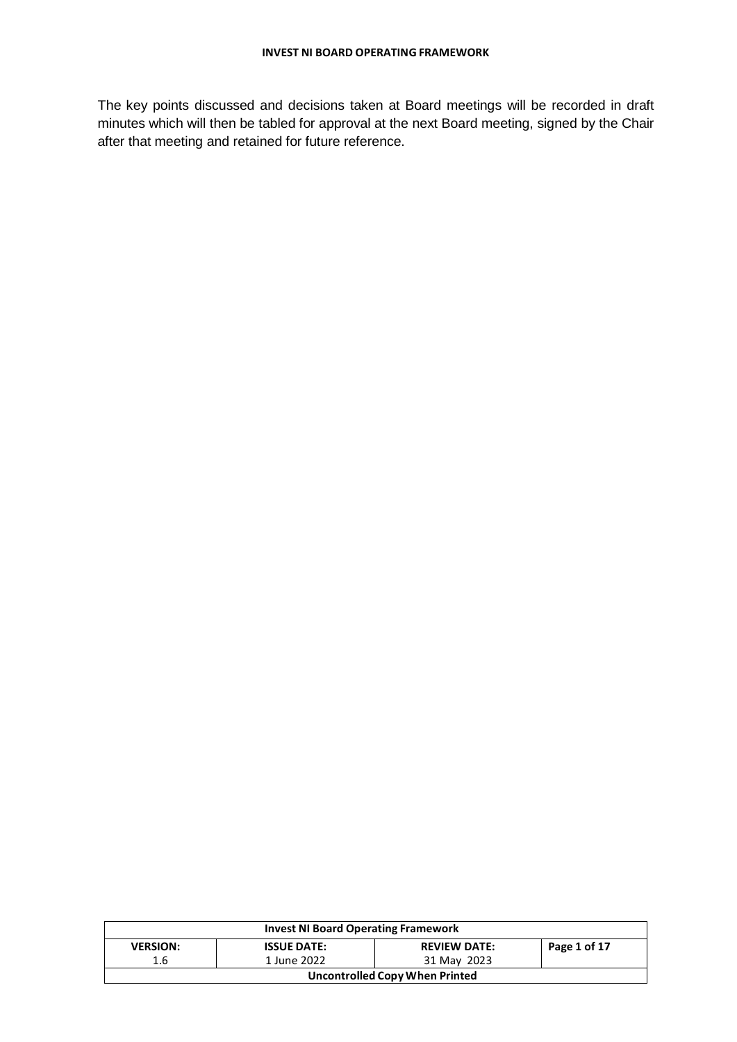The key points discussed and decisions taken at Board meetings will be recorded in draft minutes which will then be tabled for approval at the next Board meeting, signed by the Chair after that meeting and retained for future reference.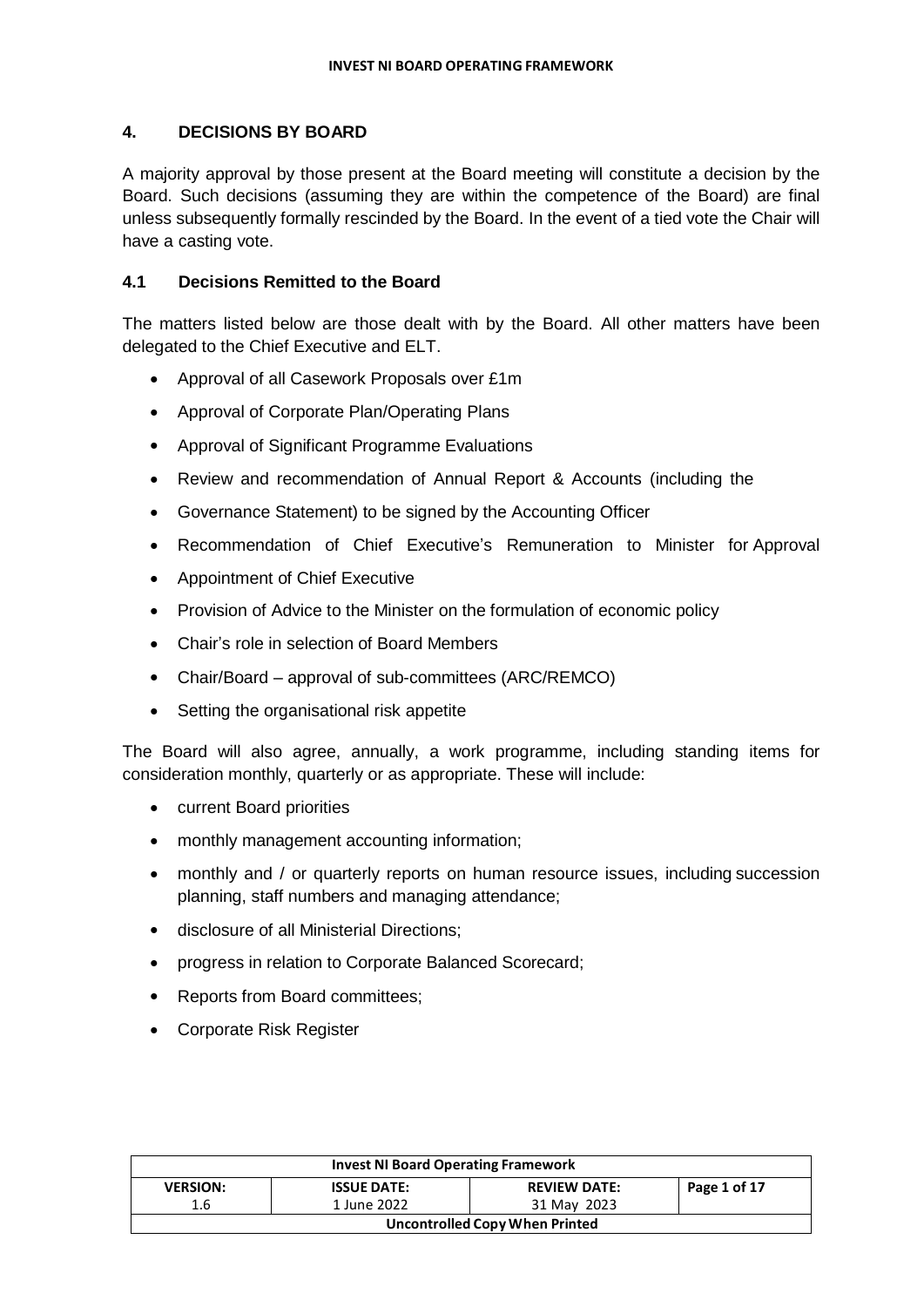## 4. DECISIONS BY BOARD

A majority approval by those present at the Board meeting will constitute a decision by the Board. Such decisions (assuming they are within the competence of the Board) are final unless subsequently formally rescinded by the Board. In the event of a tied vote the Chair will have a casting vote.

### 4.1 Decisions Remitted to the Board

The matters listed below are those dealt with by the Board. All other matters have been delegated to the Chief Executive and ELT.

- Approval of all Casework Proposals over £1m
- Approval of Corporate Plan/Operating Plans
- Approval of Significant Programme Evaluations
- Review and recommendation of Annual Report & Accounts (including the
- Governance Statement) to be signed by the Accounting Officer
- Recommendation of Chief Executive's Remuneration to Minister for Approval
- Appointment of Chief Executive
- Provision of Advice to the Minister on the formulation of economic policy
- Chair's role in selection of Board Members
- Chair/Board – approval of sub-committees (ARC/REMCO)
- Setting the organisational risk appetite

The Board will also agree, annually, a work programme, including standing items for consideration monthly, quarterly or as appropriate. These will include:

- current Board priorities
- monthly management accounting information;
- monthly and / or quarterly reports on human resource issues, including succession planning, staff numbers and managing attendance;
- disclosure of all Ministerial Directions;
- progress in relation to Corporate Balanced Scorecard;
- Reports from Board committees;
- Corporate Risk Register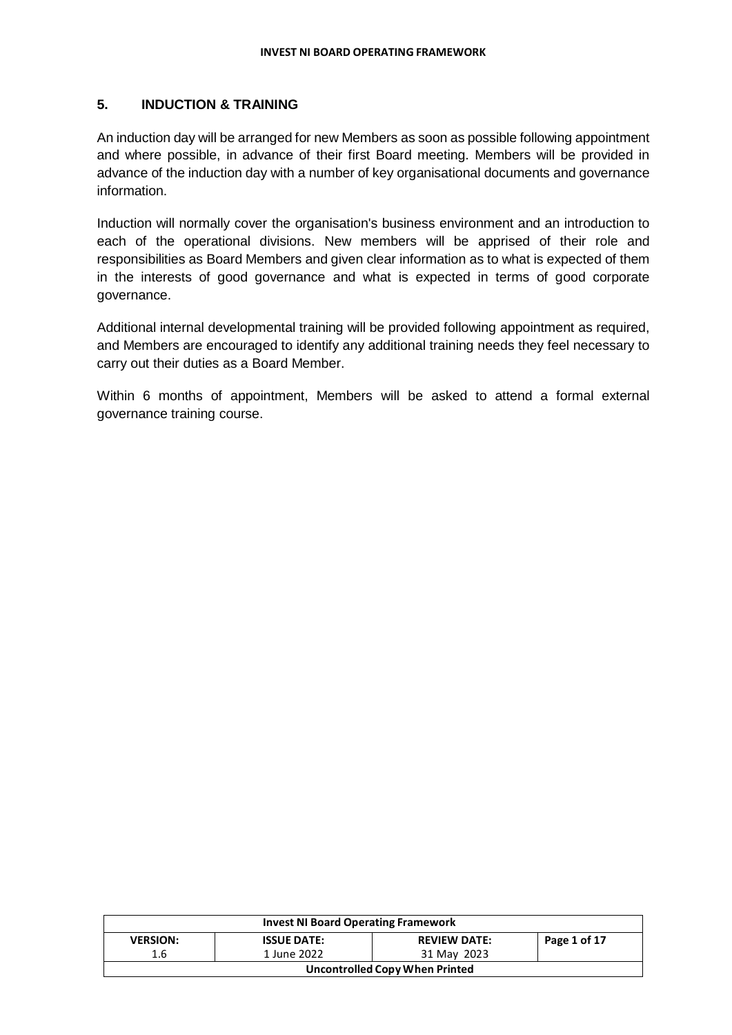## 5. INDUCTION & TRAINING

An induction day will be arranged for new Members as soon as possible following appointment and where possible, in advance of their first Board meeting. Members will be provided in advance of the induction day with a number of key organisational documents and governance information.

Induction will normally cover the organisation's business environment and an introduction to each of the operational divisions. New members will be apprised of their role and responsibilities as Board Members and given clear information as to what is expected of them in the interests of good governance and what is expected in terms of good corporate governance.

Additional internal developmental training will be provided following appointment as required, and Members are encouraged to identify any additional training needs they feel necessary to carry out their duties as a Board Member.

Within 6 months of appointment, Members will be asked to attend a formal external governance training course.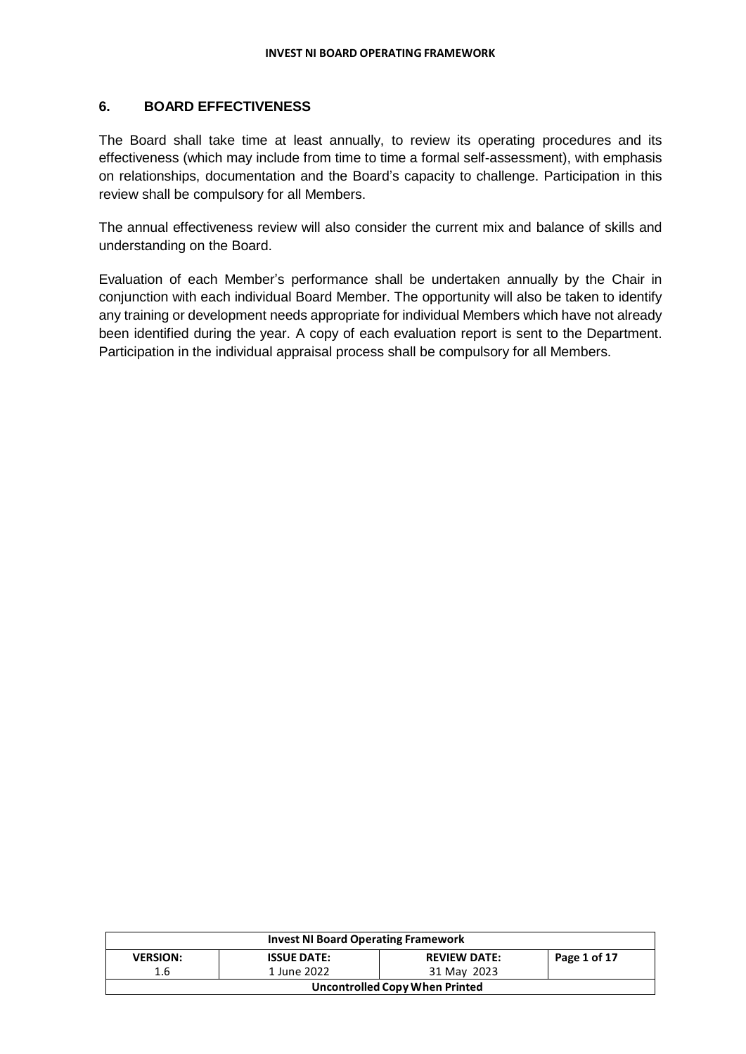## 6. BOARD EFFECTIVENESS

The Board shall take time at least annually, to review its operating procedures and its effectiveness (which may include from time to time a formal self-assessment), with emphasis on relationships, documentation and the Board's capacity to challenge. Participation in this review shall be compulsory for all Members.

The annual effectiveness review will also consider the current mix and balance of skills and understanding on the Board.

Evaluation of each Member's performance shall be undertaken annually by the Chair in conjunction with each individual Board Member. The opportunity will also be taken to identify any training or development needs appropriate for individual Members which have not already been identified during the year. A copy of each evaluation report is sent to the Department. Participation in the individual appraisal process shall be compulsory for all Members.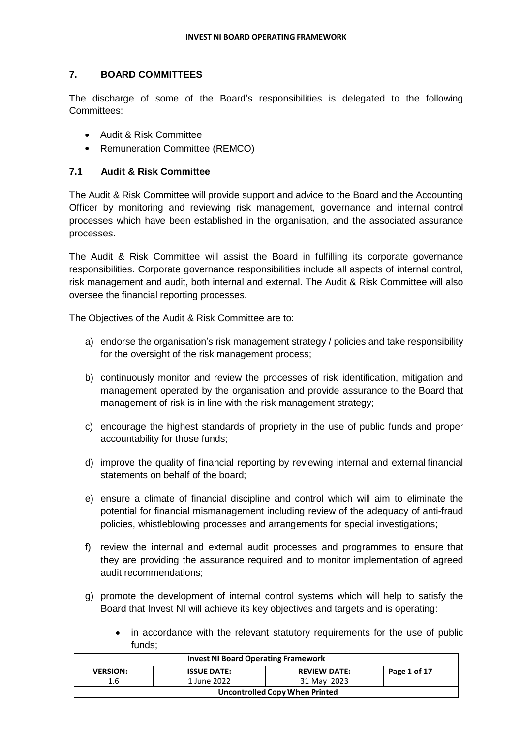## 7. BOARD COMMITTEES

The discharge of some of the Board's responsibilities is delegated to the following Committees:

- Audit & Risk Committee
- Remuneration Committee (REMCO)

### 7.1 Audit & Risk Committee

The Audit & Risk Committee will provide support and advice to the Board and the Accounting Officer by monitoring and reviewing risk management, governance and internal control processes which have been established in the organisation, and the associated assurance processes.

The Audit & Risk Committee will assist the Board in fulfilling its corporate governance responsibilities. Corporate governance responsibilities include all aspects of internal control, risk management and audit, both internal and external. The Audit & Risk Committee will also oversee the financial reporting processes.

The Objectives of the Audit & Risk Committee are to:

a) endorse the organisation's risk management strategy / policies and take responsibility for the oversight of the risk management process;

b) continuously monitor and review the processes of risk identification, mitigation and management operated by the organisation and provide assurance to the Board that management of risk is in line with the risk management strategy;

c) encourage the highest standards of propriety in the use of public funds and proper accountability for those funds;

d) improve the quality of financial reporting by reviewing internal and external financial statements on behalf of the board;

e) ensure a climate of financial discipline and control which will aim to eliminate the potential for financial mismanagement including review of the adequacy of anti-fraud policies, whistleblowing processes and arrangements for special investigations;

f) review the internal and external audit processes and programmes to ensure that they are providing the assurance required and to monitor implementation of agreed audit recommendations;

g) promote the development of internal control systems which will help to satisfy the Board that Invest NI will achieve its key objectives and targets and is operating:

    - in accordance with the relevant statutory requirements for the use of public funds;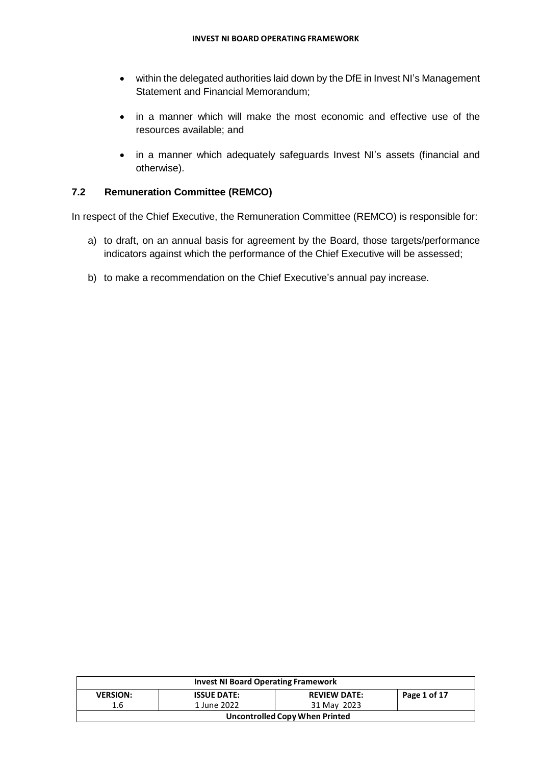- within the delegated authorities laid down by the DfE in Invest NI's Management Statement and Financial Memorandum;
- in a manner which will make the most economic and effective use of the resources available; and
- in a manner which adequately safeguards Invest NI's assets (financial and otherwise).

### 7.2 Remuneration Committee (REMCO)

In respect of the Chief Executive, the Remuneration Committee (REMCO) is responsible for:

a) to draft, on an annual basis for agreement by the Board, those targets/performance indicators against which the performance of the Chief Executive will be assessed;

b) to make a recommendation on the Chief Executive's annual pay increase.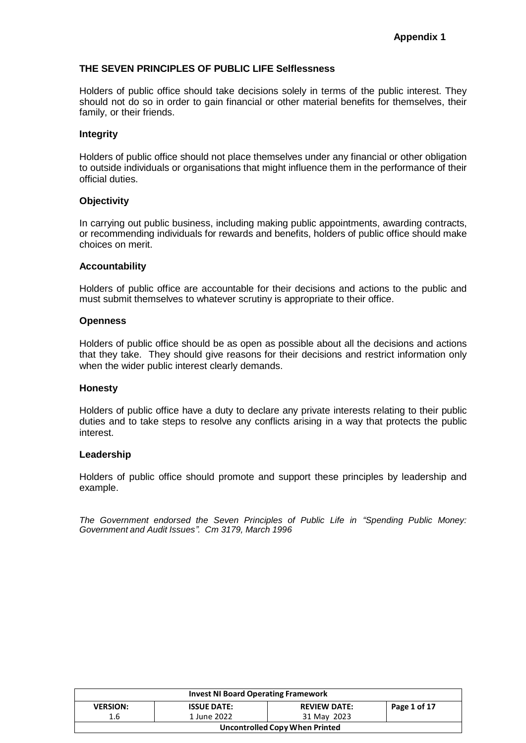**Appendix 1**

## THE SEVEN PRINCIPLES OF PUBLIC LIFE

### Selflessness

Holders of public office should take decisions solely in terms of the public interest. They should not do so in order to gain financial or other material benefits for themselves, their family, or their friends.

### Integrity

Holders of public office should not place themselves under any financial or other obligation to outside individuals or organisations that might influence them in the performance of their official duties.

### Objectivity

In carrying out public business, including making public appointments, awarding contracts, or recommending individuals for rewards and benefits, holders of public office should make choices on merit.

### Accountability

Holders of public office are accountable for their decisions and actions to the public and must submit themselves to whatever scrutiny is appropriate to their office.

### Openness

Holders of public office should be as open as possible about all the decisions and actions that they take. They should give reasons for their decisions and restrict information only when the wider public interest clearly demands.

### Honesty

Holders of public office have a duty to declare any private interests relating to their public duties and to take steps to resolve any conflicts arising in a way that protects the public interest.

### Leadership

Holders of public office should promote and support these principles by leadership and example.

*The Government endorsed the Seven Principles of Public Life in "Spending Public Money: Government and Audit Issues". Cm 3179, March 1996*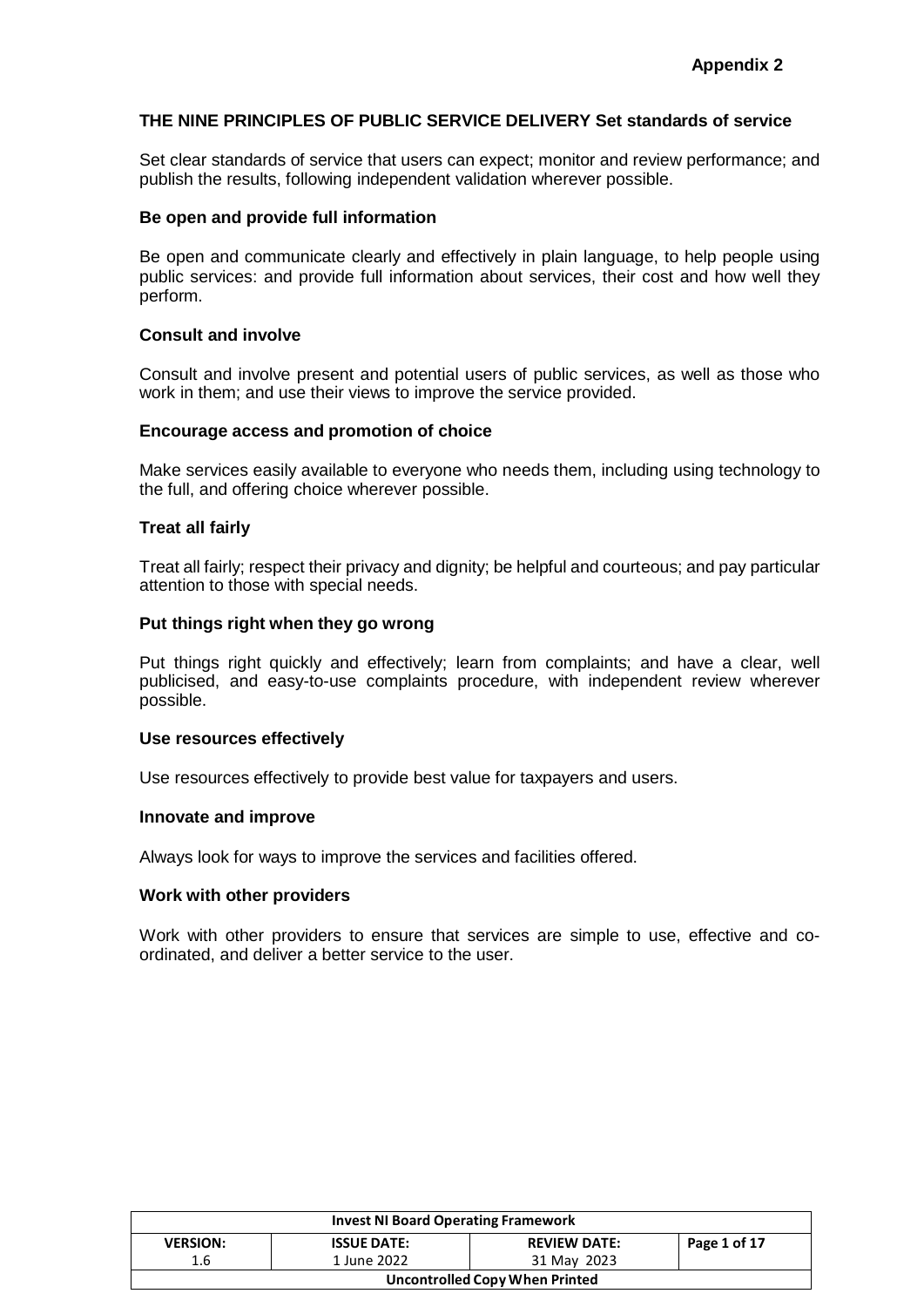**Appendix 2**

## THE NINE PRINCIPLES OF PUBLIC SERVICE DELIVERY

### Set standards of service

Set clear standards of service that users can expect; monitor and review performance; and publish the results, following independent validation wherever possible.

### Be open and provide full information

Be open and communicate clearly and effectively in plain language, to help people using public services: and provide full information about services, their cost and how well they perform.

### Consult and involve

Consult and involve present and potential users of public services, as well as those who work in them; and use their views to improve the service provided.

### Encourage access and promotion of choice

Make services easily available to everyone who needs them, including using technology to the full, and offering choice wherever possible.

### Treat all fairly

Treat all fairly; respect their privacy and dignity; be helpful and courteous; and pay particular attention to those with special needs.

### Put things right when they go wrong

Put things right quickly and effectively; learn from complaints; and have a clear, well publicised, and easy-to-use complaints procedure, with independent review wherever possible.

### Use resources effectively

Use resources effectively to provide best value for taxpayers and users.

### Innovate and improve

Always look for ways to improve the services and facilities offered.

### Work with other providers

Work with other providers to ensure that services are simple to use, effective and co-ordinated, and deliver a better service to the user.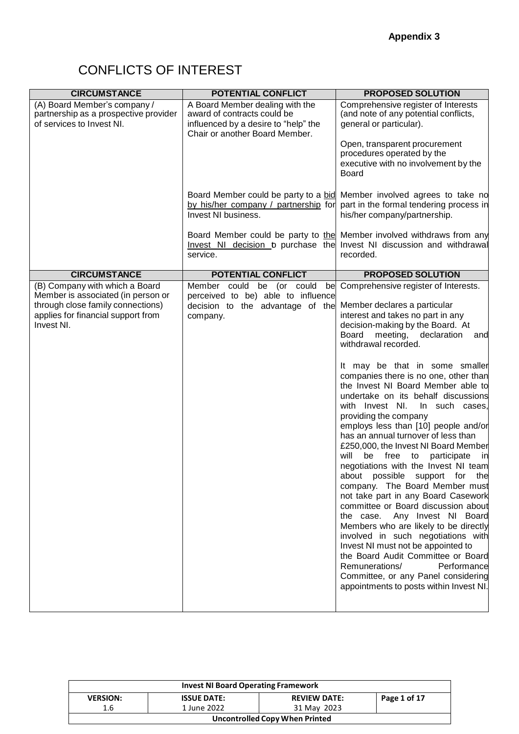**Appendix 3**

# CONFLICTS OF INTEREST

| CIRCUMSTANCE | POTENTIAL CONFLICT | PROPOSED SOLUTION |
|---|---|---|
| (A) Board Member's company / partnership as a prospective provider of services to Invest NI. | A Board Member dealing with the award of contracts could be influenced by a desire to "help" the Chair or another Board Member. | Comprehensive register of Interests (and note of any potential conflicts, general or particular).<br><br>Open, transparent procurement procedures operated by the executive with no involvement by the Board |
| | Board Member could be party to a bid by his/her company / partnership for Invest NI business. | Member involved agrees to take no part in the formal tendering process in his/her company/partnership. |
| | Board Member could be party to the Invest NI decision to purchase the service. | Member involved withdraws from any Invest NI discussion and withdrawal recorded. |
| **CIRCUMSTANCE** | **POTENTIAL CONFLICT** | **PROPOSED SOLUTION** |
| (B) Company with which a Board Member is associated (in person or through close family connections) applies for financial support from Invest NI. | Member could be (or could be perceived to be) able to influence decision to the advantage of the company. | Comprehensive register of Interests.<br><br>Member declares a particular interest and takes no part in any decision-making by the Board. At Board meeting, declaration and withdrawal recorded.<br><br>It may be that in some smaller companies there is no one, other than the Invest NI Board Member able to undertake on its behalf discussions with Invest NI. In such cases, providing the company employs less than [10] people and/or has an annual turnover of less than £250,000, the Invest NI Board Member will be free to participate in negotiations with the Invest NI team about possible support for the company. The Board Member must not take part in any Board Casework committee or Board discussion about the case. Any Invest NI Board Members who are likely to be directly involved in such negotiations with Invest NI must not be appointed to the Board Audit Committee or Board Remunerations/ Performance Committee, or any Panel considering appointments to posts within Invest NI. |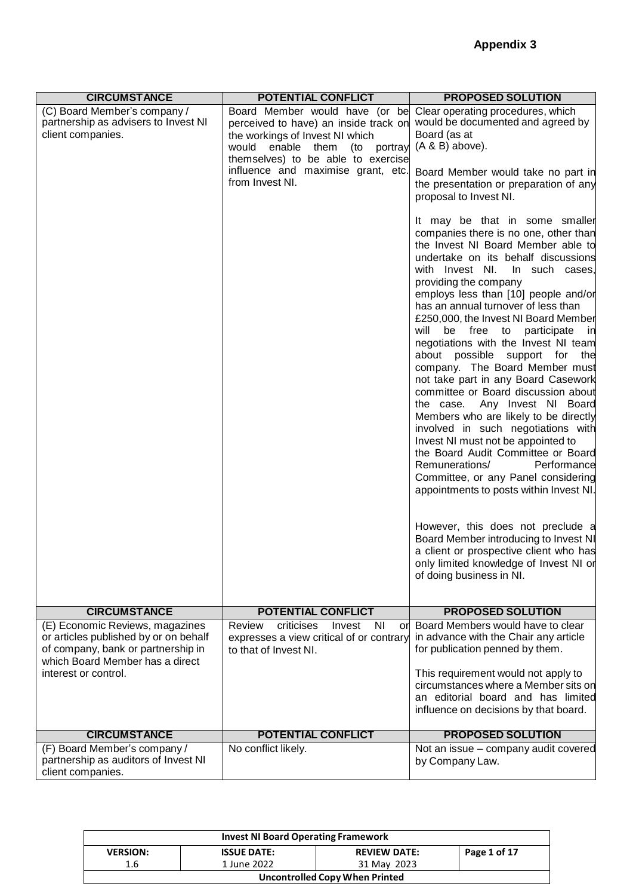## Appendix 3

| CIRCUMSTANCE | POTENTIAL CONFLICT | PROPOSED SOLUTION |
|---|---|---|
| (C) Board Member's company / partnership as advisers to Invest NI client companies. | Board Member would have (or be perceived to have) an inside track on the workings of Invest NI which would enable them (to portray themselves) to be able to exercise influence and maximise grant, etc. from Invest NI. | Clear operating procedures, which would be documented and agreed by Board (as at (A & B) above).<br><br>Board Member would take no part in the presentation or preparation of any proposal to Invest NI.<br><br>It may be that in some smaller companies there is no one, other than the Invest NI Board Member able to undertake on its behalf discussions with Invest NI. In such cases, providing the company employs less than [10] people and/or has an annual turnover of less than £250,000, the Invest NI Board Member will be free to participate in negotiations with the Invest NI team about possible support for the company. The Board Member must not take part in any Board Casework committee or Board discussion about the case. Any Invest NI Board Members who are likely to be directly involved in such negotiations with Invest NI must not be appointed to the Board Audit Committee or Board Remunerations/ Performance Committee, or any Panel considering appointments to posts within Invest NI.<br><br>However, this does not preclude a Board Member introducing to Invest NI a client or prospective client who has only limited knowledge of Invest NI or of doing business in NI. |
| **CIRCUMSTANCE** | **POTENTIAL CONFLICT** | **PROPOSED SOLUTION** |
| (E) Economic Reviews, magazines or articles published by or on behalf of company, bank or partnership in which Board Member has a direct interest or control. | Review criticises Invest NI or expresses a view critical of or contrary to that of Invest NI. | Board Members would have to clear in advance with the Chair any article for publication penned by them.<br><br>This requirement would not apply to circumstances where a Member sits on an editorial board and has limited influence on decisions by that board. |
| **CIRCUMSTANCE** | **POTENTIAL CONFLICT** | **PROPOSED SOLUTION** |
| (F) Board Member's company / partnership as auditors of Invest NI client companies. | No conflict likely. | Not an issue – company audit covered by Company Law. |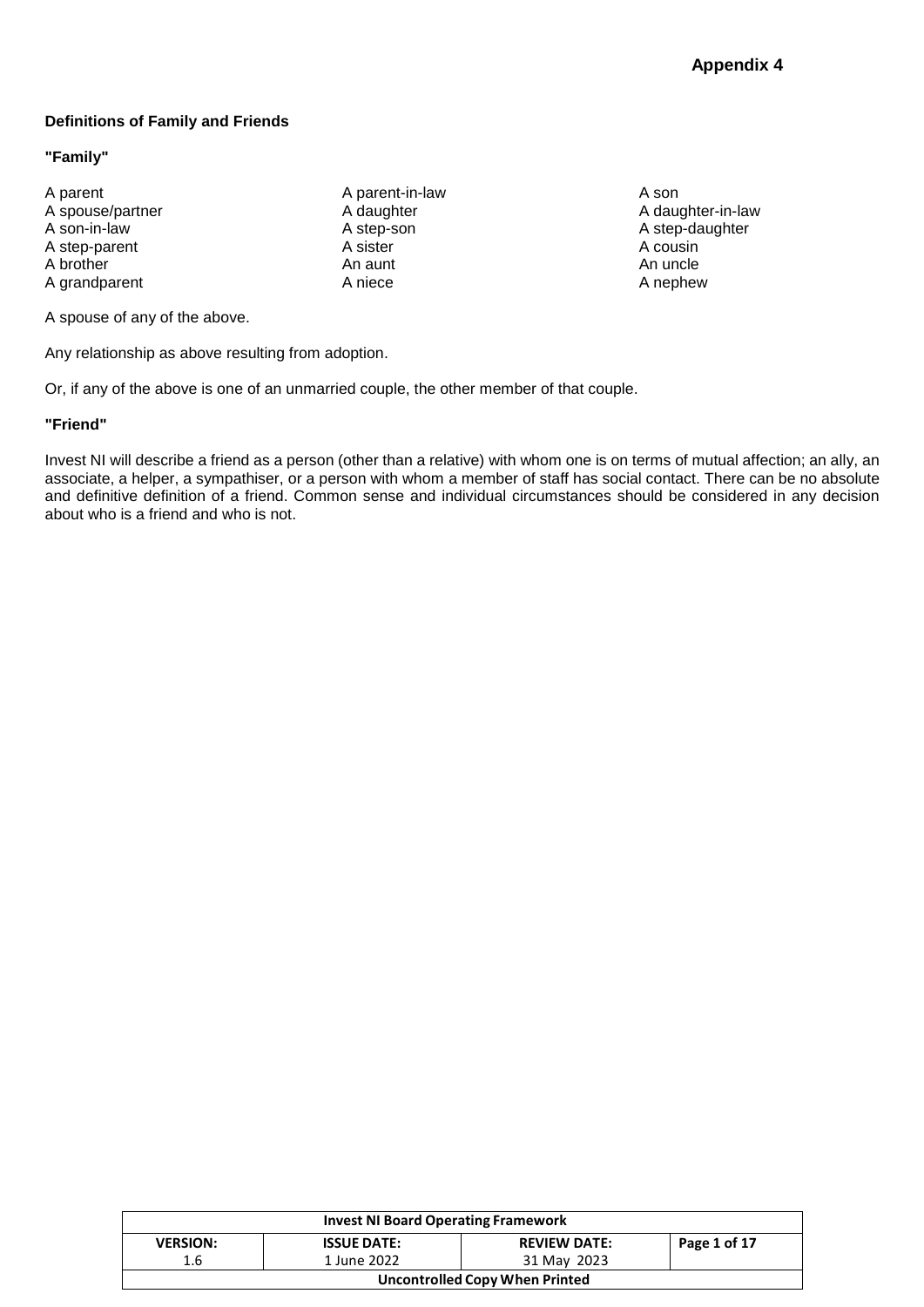Appendix 4

**Definitions of Family and Friends**

**"Family"**

| | | |
|---|---|---|
| A parent | A parent-in-law | A son |
| A spouse/partner | A daughter | A daughter-in-law |
| A son-in-law | A step-son | A step-daughter |
| A step-parent | A sister | A cousin |
| A brother | An aunt | An uncle |
| A grandparent | A niece | A nephew |

A spouse of any of the above.

Any relationship as above resulting from adoption.

Or, if any of the above is one of an unmarried couple, the other member of that couple.

**"Friend"**

Invest NI will describe a friend as a person (other than a relative) with whom one is on terms of mutual affection; an ally, an associate, a helper, a sympathiser, or a person with whom a member of staff has social contact. There can be no absolute and definitive definition of a friend. Common sense and individual circumstances should be considered in any decision about who is a friend and who is not.